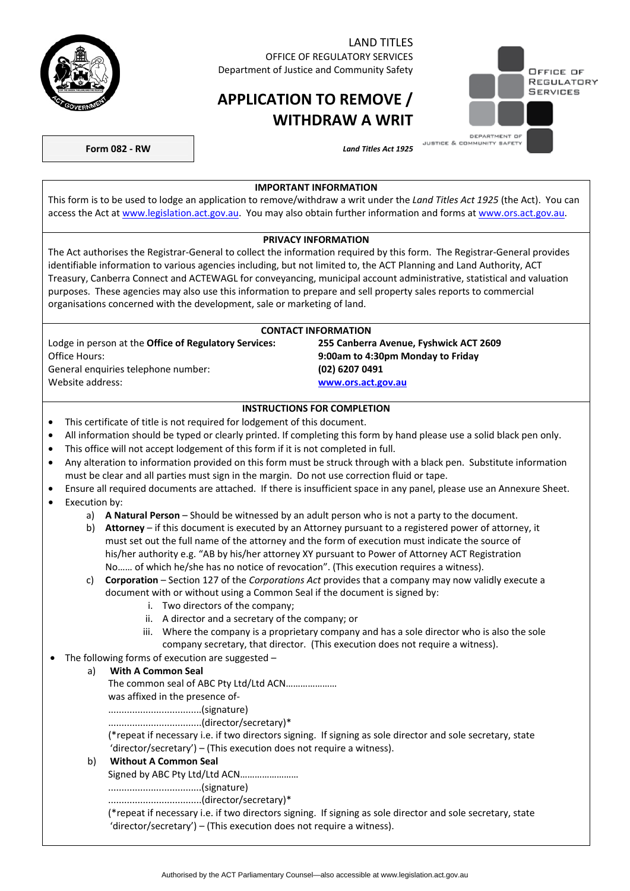LAND TITLES
OFFICE OF REGULATORY SERVICES
Department of Justice and Community Safety

# APPLICATION TO REMOVE / WITHDRAW A WRIT

**Form 082 - RW**

***Land Titles Act 1925***

OFFICE OF REGULATORY SERVICES
DEPARTMENT OF JUSTICE & COMMUNITY SAFETY

## IMPORTANT INFORMATION

This form is to be used to lodge an application to remove/withdraw a writ under the *Land Titles Act 1925* (the Act). You can access the Act at www.legislation.act.gov.au. You may also obtain further information and forms at www.ors.act.gov.au.

## PRIVACY INFORMATION

The Act authorises the Registrar-General to collect the information required by this form. The Registrar-General provides identifiable information to various agencies including, but not limited to, the ACT Planning and Land Authority, ACT Treasury, Canberra Connect and ACTEWAGL for conveyancing, municipal account administrative, statistical and valuation purposes. These agencies may also use this information to prepare and sell property sales reports to commercial organisations concerned with the development, sale or marketing of land.

## CONTACT INFORMATION

| | |
|---|---|
| Lodge in person at the **Office of Regulatory Services:** | **255 Canberra Avenue, Fyshwick ACT 2609** |
| Office Hours: | **9:00am to 4:30pm Monday to Friday** |
| General enquiries telephone number: | **(02) 6207 0491** |
| Website address: | **www.ors.act.gov.au** |

## INSTRUCTIONS FOR COMPLETION

- This certificate of title is not required for lodgement of this document.
- All information should be typed or clearly printed. If completing this form by hand please use a solid black pen only.
- This office will not accept lodgement of this form if it is not completed in full.
- Any alteration to information provided on this form must be struck through with a black pen. Substitute information must be clear and all parties must sign in the margin. Do not use correction fluid or tape.
- Ensure all required documents are attached. If there is insufficient space in any panel, please use an Annexure Sheet.
- Execution by:
  - a) **A Natural Person** – Should be witnessed by an adult person who is not a party to the document.
  - b) **Attorney** – if this document is executed by an Attorney pursuant to a registered power of attorney, it must set out the full name of the attorney and the form of execution must indicate the source of his/her authority e.g. "AB by his/her attorney XY pursuant to Power of Attorney ACT Registration No…… of which he/she has no notice of revocation". (This execution requires a witness).
  - c) **Corporation** – Section 127 of the *Corporations Act* provides that a company may now validly execute a document with or without using a Common Seal if the document is signed by:
    - i. Two directors of the company;
    - ii. A director and a secretary of the company; or
    - iii. Where the company is a proprietary company and has a sole director who is also the sole company secretary, that director. (This execution does not require a witness).
- The following forms of execution are suggested –
  - a) **With A Common Seal**

    The common seal of ABC Pty Ltd/Ltd ACN…………………
    was affixed in the presence of-
    ..................................(signature)
    ..................................(director/secretary)*
    (*repeat if necessary i.e. if two directors signing. If signing as sole director and sole secretary, state 'director/secretary') – (This execution does not require a witness).
  - b) **Without A Common Seal**

    Signed by ABC Pty Ltd/Ltd ACN……………………
    ..................................(signature)
    ..................................(director/secretary)*
    (*repeat if necessary i.e. if two directors signing. If signing as sole director and sole secretary, state 'director/secretary') – (This execution does not require a witness).

Authorised by the ACT Parliamentary Counsel—also accessible at www.legislation.act.gov.au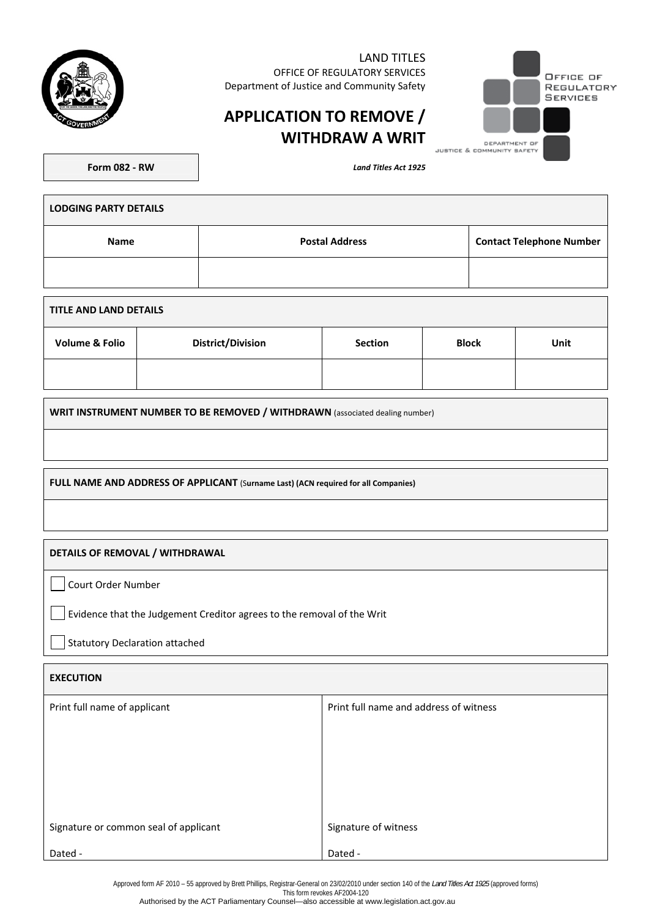LAND TITLES
OFFICE OF REGULATORY SERVICES
Department of Justice and Community Safety

# APPLICATION TO REMOVE / WITHDRAW A WRIT

**Form 082 - RW**

*Land Titles Act 1925*

| LODGING PARTY DETAILS | | |
|---|---|---|
| **Name** | **Postal Address** | **Contact Telephone Number** |
| | | |

| TITLE AND LAND DETAILS | | | | |
|---|---|---|---|---|
| **Volume & Folio** | **District/Division** | **Section** | **Block** | **Unit** |
| | | | | |

**WRIT INSTRUMENT NUMBER TO BE REMOVED / WITHDRAWN** (associated dealing number)

**FULL NAME AND ADDRESS OF APPLICANT** (**Surname Last) (ACN required for all Companies)**

**DETAILS OF REMOVAL / WITHDRAWAL**

- ☐ Court Order Number
- ☐ Evidence that the Judgement Creditor agrees to the removal of the Writ
- ☐ Statutory Declaration attached

| EXECUTION | |
|---|---|
| Print full name of applicant | Print full name and address of witness |
| Signature or common seal of applicant | Signature of witness |
| Dated - | Dated - |

Approved form AF 2010 – 55 approved by Brett Phillips, Registrar-General on 23/02/2010 under section 140 of the *Land Titles Act 1925* (approved forms)
This form revokes AF2004-120
Authorised by the ACT Parliamentary Counsel—also accessible at www.legislation.act.gov.au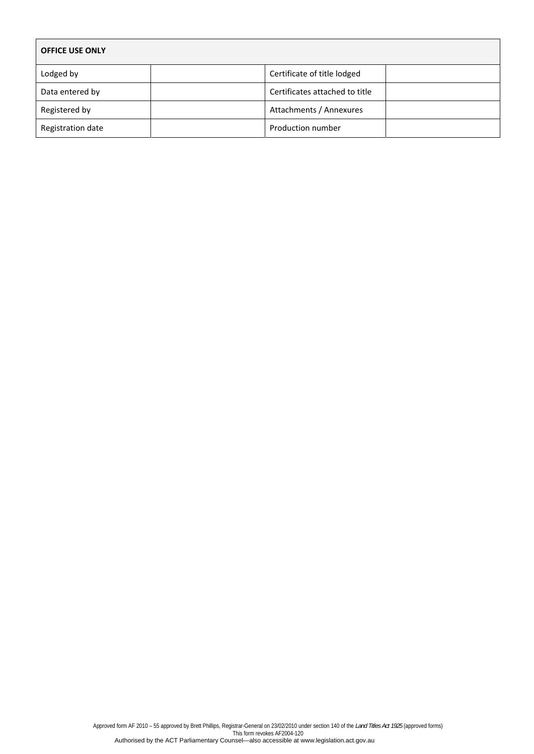| OFFICE USE ONLY | | | |
|---|---|---|---|
| Lodged by | | Certificate of title lodged | |
| Data entered by | | Certificates attached to title | |
| Registered by | | Attachments / Annexures | |
| Registration date | | Production number | |

Approved form AF 2010 – 55 approved by Brett Phillips, Registrar-General on 23/02/2010 under section 140 of the *Land Titles Act 1925* (approved forms)
This form revokes AF2004-120
Authorised by the ACT Parliamentary Counsel—also accessible at www.legislation.act.gov.au